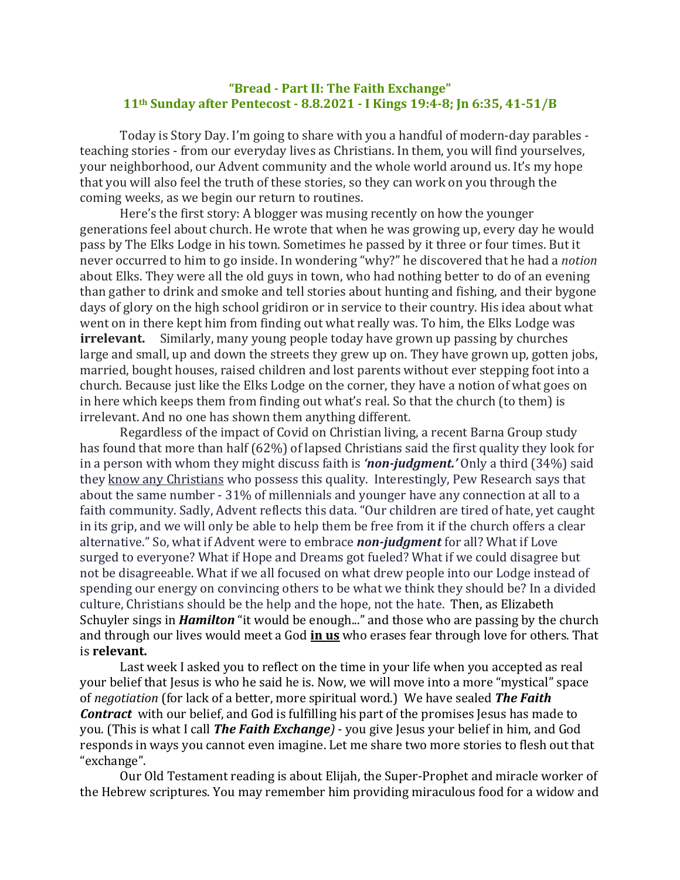## "Bread - Part II: The Faith Exchange"
## 11th Sunday after Pentecost - 8.8.2021 - I Kings 19:4-8; Jn 6:35, 41-51/B

Today is Story Day. I'm going to share with you a handful of modern-day parables - teaching stories - from our everyday lives as Christians. In them, you will find yourselves, your neighborhood, our Advent community and the whole world around us. It's my hope that you will also feel the truth of these stories, so they can work on you through the coming weeks, as we begin our return to routines.

Here's the first story: A blogger was musing recently on how the younger generations feel about church. He wrote that when he was growing up, every day he would pass by The Elks Lodge in his town. Sometimes he passed by it three or four times. But it never occurred to him to go inside. In wondering "why?" he discovered that he had a *notion* about Elks. They were all the old guys in town, who had nothing better to do of an evening than gather to drink and smoke and tell stories about hunting and fishing, and their bygone days of glory on the high school gridiron or in service to their country. His idea about what went on in there kept him from finding out what really was. To him, the Elks Lodge was **irrelevant.** Similarly, many young people today have grown up passing by churches large and small, up and down the streets they grew up on. They have grown up, gotten jobs, married, bought houses, raised children and lost parents without ever stepping foot into a church. Because just like the Elks Lodge on the corner, they have a notion of what goes on in here which keeps them from finding out what's real. So that the church (to them) is irrelevant. And no one has shown them anything different.

Regardless of the impact of Covid on Christian living, a recent Barna Group study has found that more than half (62%) of lapsed Christians said the first quality they look for in a person with whom they might discuss faith is ***'non-judgment.'*** Only a third (34%) said they <u>know any Christians</u> who possess this quality. Interestingly, Pew Research says that about the same number - 31% of millennials and younger have any connection at all to a faith community. Sadly, Advent reflects this data. "Our children are tired of hate, yet caught in its grip, and we will only be able to help them be free from it if the church offers a clear alternative." So, what if Advent were to embrace ***non-judgment*** for all? What if Love surged to everyone? What if Hope and Dreams got fueled? What if we could disagree but not be disagreeable. What if we all focused on what drew people into our Lodge instead of spending our energy on convincing others to be what we think they should be? In a divided culture, Christians should be the help and the hope, not the hate. Then, as Elizabeth Schuyler sings in ***Hamilton*** "it would be enough..." and those who are passing by the church and through our lives would meet a God **<u>in us</u>** who erases fear through love for others. That is **relevant.**

Last week I asked you to reflect on the time in your life when you accepted as real your belief that Jesus is who he said he is. Now, we will move into a more "mystical" space of *negotiation* (for lack of a better, more spiritual word.) We have sealed ***The Faith Contract*** with our belief, and God is fulfilling his part of the promises Jesus has made to you. (This is what I call ***The Faith Exchange)*** - you give Jesus your belief in him, and God responds in ways you cannot even imagine. Let me share two more stories to flesh out that "exchange".

Our Old Testament reading is about Elijah, the Super-Prophet and miracle worker of the Hebrew scriptures. You may remember him providing miraculous food for a widow and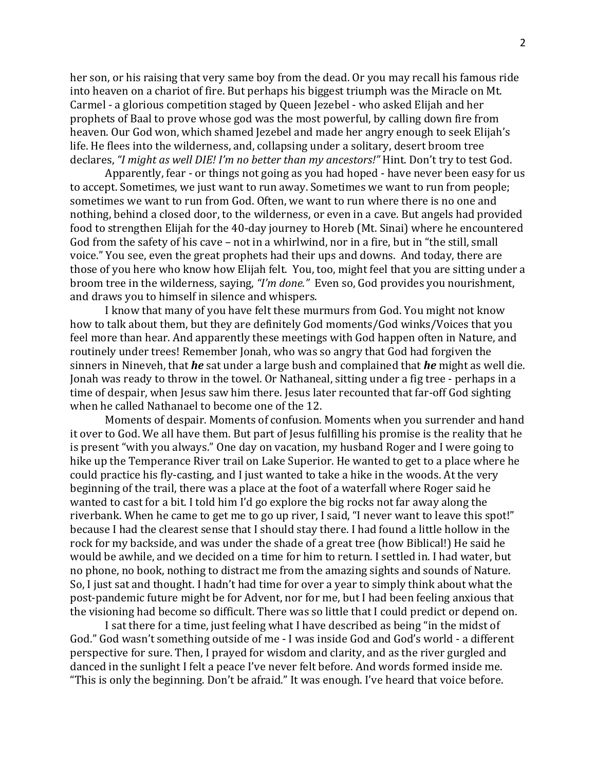her son, or his raising that very same boy from the dead. Or you may recall his famous ride into heaven on a chariot of fire. But perhaps his biggest triumph was the Miracle on Mt. Carmel - a glorious competition staged by Queen Jezebel - who asked Elijah and her prophets of Baal to prove whose god was the most powerful, by calling down fire from heaven. Our God won, which shamed Jezebel and made her angry enough to seek Elijah's life. He flees into the wilderness, and, collapsing under a solitary, desert broom tree declares, *"I might as well DIE! I'm no better than my ancestors!"* Hint. Don't try to test God.

Apparently, fear - or things not going as you had hoped - have never been easy for us to accept. Sometimes, we just want to run away. Sometimes we want to run from people; sometimes we want to run from God. Often, we want to run where there is no one and nothing, behind a closed door, to the wilderness, or even in a cave. But angels had provided food to strengthen Elijah for the 40-day journey to Horeb (Mt. Sinai) where he encountered God from the safety of his cave – not in a whirlwind, nor in a fire, but in "the still, small voice." You see, even the great prophets had their ups and downs. And today, there are those of you here who know how Elijah felt. You, too, might feel that you are sitting under a broom tree in the wilderness, saying, *"I'm done."* Even so, God provides you nourishment, and draws you to himself in silence and whispers.

I know that many of you have felt these murmurs from God. You might not know how to talk about them, but they are definitely God moments/God winks/Voices that you feel more than hear. And apparently these meetings with God happen often in Nature, and routinely under trees! Remember Jonah, who was so angry that God had forgiven the sinners in Nineveh, that ***he*** sat under a large bush and complained that ***he*** might as well die. Jonah was ready to throw in the towel. Or Nathaneal, sitting under a fig tree - perhaps in a time of despair, when Jesus saw him there. Jesus later recounted that far-off God sighting when he called Nathanael to become one of the 12.

Moments of despair. Moments of confusion. Moments when you surrender and hand it over to God. We all have them. But part of Jesus fulfilling his promise is the reality that he is present "with you always." One day on vacation, my husband Roger and I were going to hike up the Temperance River trail on Lake Superior. He wanted to get to a place where he could practice his fly-casting, and I just wanted to take a hike in the woods. At the very beginning of the trail, there was a place at the foot of a waterfall where Roger said he wanted to cast for a bit. I told him I'd go explore the big rocks not far away along the riverbank. When he came to get me to go up river, I said, "I never want to leave this spot!" because I had the clearest sense that I should stay there. I had found a little hollow in the rock for my backside, and was under the shade of a great tree (how Biblical!) He said he would be awhile, and we decided on a time for him to return. I settled in. I had water, but no phone, no book, nothing to distract me from the amazing sights and sounds of Nature. So, I just sat and thought. I hadn't had time for over a year to simply think about what the post-pandemic future might be for Advent, nor for me, but I had been feeling anxious that the visioning had become so difficult. There was so little that I could predict or depend on.

I sat there for a time, just feeling what I have described as being "in the midst of God." God wasn't something outside of me - I was inside God and God's world - a different perspective for sure. Then, I prayed for wisdom and clarity, and as the river gurgled and danced in the sunlight I felt a peace I've never felt before. And words formed inside me. "This is only the beginning. Don't be afraid." It was enough. I've heard that voice before.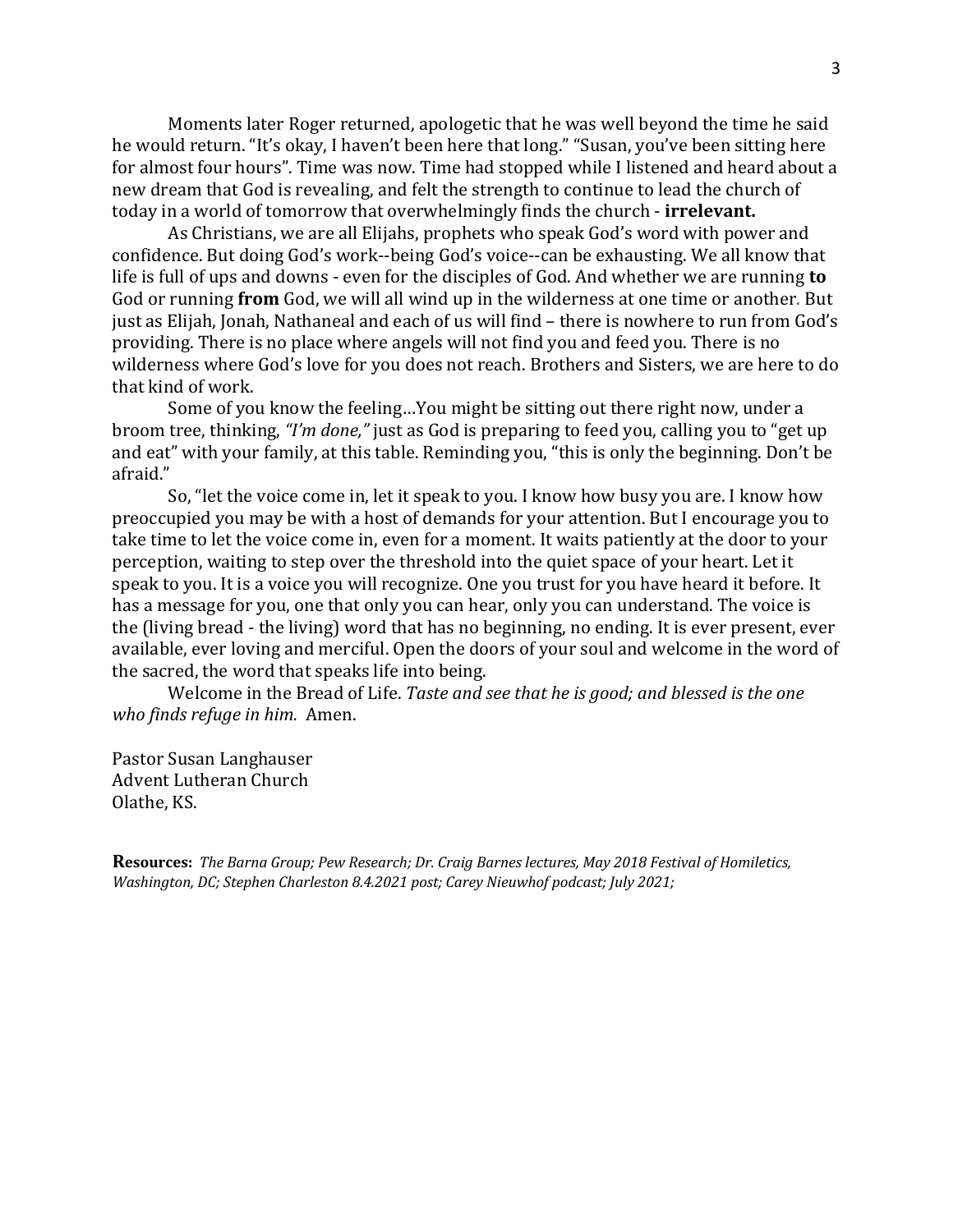Moments later Roger returned, apologetic that he was well beyond the time he said he would return. "It's okay, I haven't been here that long." "Susan, you've been sitting here for almost four hours". Time was now. Time had stopped while I listened and heard about a new dream that God is revealing, and felt the strength to continue to lead the church of today in a world of tomorrow that overwhelmingly finds the church - **irrelevant.**

As Christians, we are all Elijahs, prophets who speak God's word with power and confidence. But doing God's work--being God's voice--can be exhausting. We all know that life is full of ups and downs - even for the disciples of God. And whether we are running **to** God or running **from** God, we will all wind up in the wilderness at one time or another. But just as Elijah, Jonah, Nathaneal and each of us will find – there is nowhere to run from God's providing. There is no place where angels will not find you and feed you. There is no wilderness where God's love for you does not reach. Brothers and Sisters, we are here to do that kind of work.

Some of you know the feeling…You might be sitting out there right now, under a broom tree, thinking, *"I'm done,"* just as God is preparing to feed you, calling you to "get up and eat" with your family, at this table. Reminding you, "this is only the beginning. Don't be afraid."

So, "let the voice come in, let it speak to you. I know how busy you are. I know how preoccupied you may be with a host of demands for your attention. But I encourage you to take time to let the voice come in, even for a moment. It waits patiently at the door to your perception, waiting to step over the threshold into the quiet space of your heart. Let it speak to you. It is a voice you will recognize. One you trust for you have heard it before. It has a message for you, one that only you can hear, only you can understand. The voice is the (living bread - the living) word that has no beginning, no ending. It is ever present, ever available, ever loving and merciful. Open the doors of your soul and welcome in the word of the sacred, the word that speaks life into being.

Welcome in the Bread of Life. *Taste and see that he is good; and blessed is the one who finds refuge in him.* Amen.

Pastor Susan Langhauser
Advent Lutheran Church
Olathe, KS.

**Resources:** *The Barna Group; Pew Research; Dr. Craig Barnes lectures, May 2018 Festival of Homiletics, Washington, DC; Stephen Charleston 8.4.2021 post; Carey Nieuwhof podcast; July 2021;*